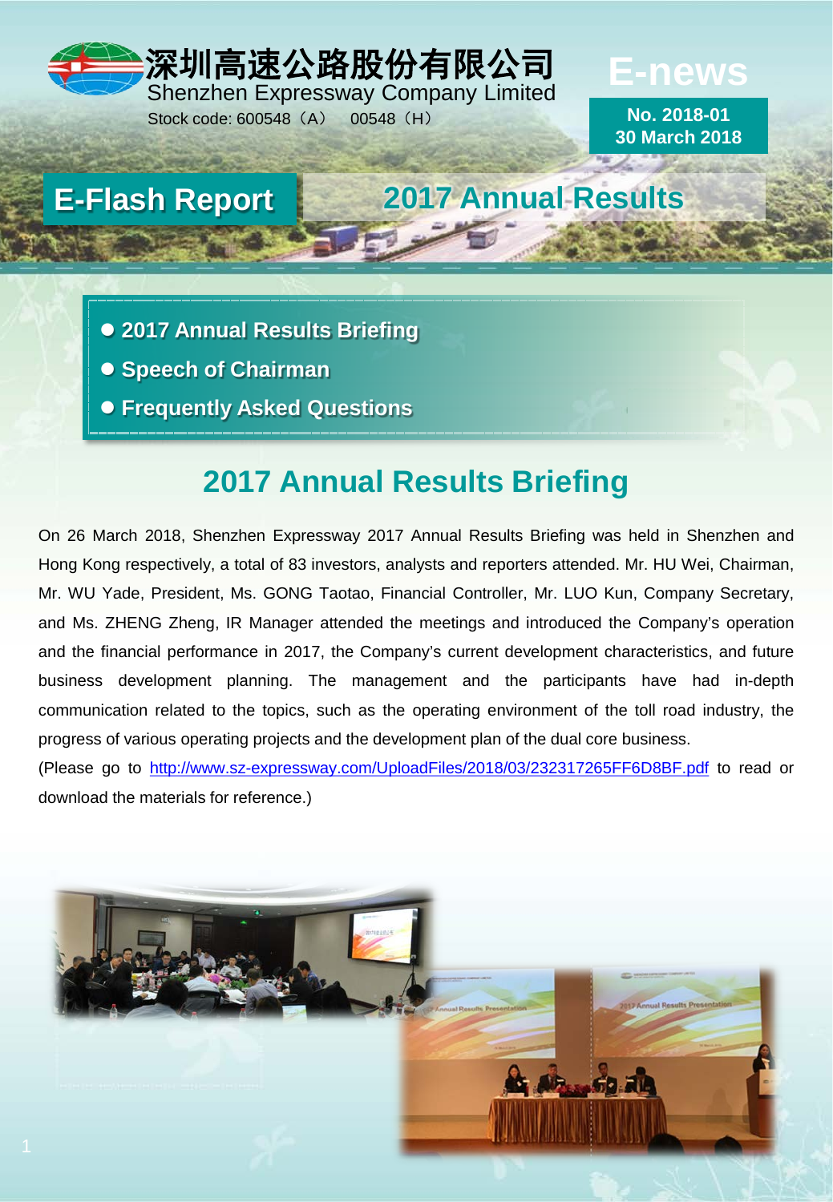深圳高速公路股份有限公司
Shenzhen Expressway Company Limited
Stock code: 600548（A） 00548（H）

**E-news**
**No. 2018-01**
**30 March 2018**

# E-Flash Report — 2017 Annual Results

- 2017 Annual Results Briefing
- Speech of Chairman
- Frequently Asked Questions

## 2017 Annual Results Briefing

On 26 March 2018, Shenzhen Expressway 2017 Annual Results Briefing was held in Shenzhen and Hong Kong respectively, a total of 83 investors, analysts and reporters attended. Mr. HU Wei, Chairman, Mr. WU Yade, President, Ms. GONG Taotao, Financial Controller, Mr. LUO Kun, Company Secretary, and Ms. ZHENG Zheng, IR Manager attended the meetings and introduced the Company's operation and the financial performance in 2017, the Company's current development characteristics, and future business development planning. The management and the participants have had in-depth communication related to the topics, such as the operating environment of the toll road industry, the progress of various operating projects and the development plan of the dual core business.

(Please go to http://www.sz-expressway.com/UploadFiles/2018/03/232317265FF6D8BF.pdf to read or download the materials for reference.)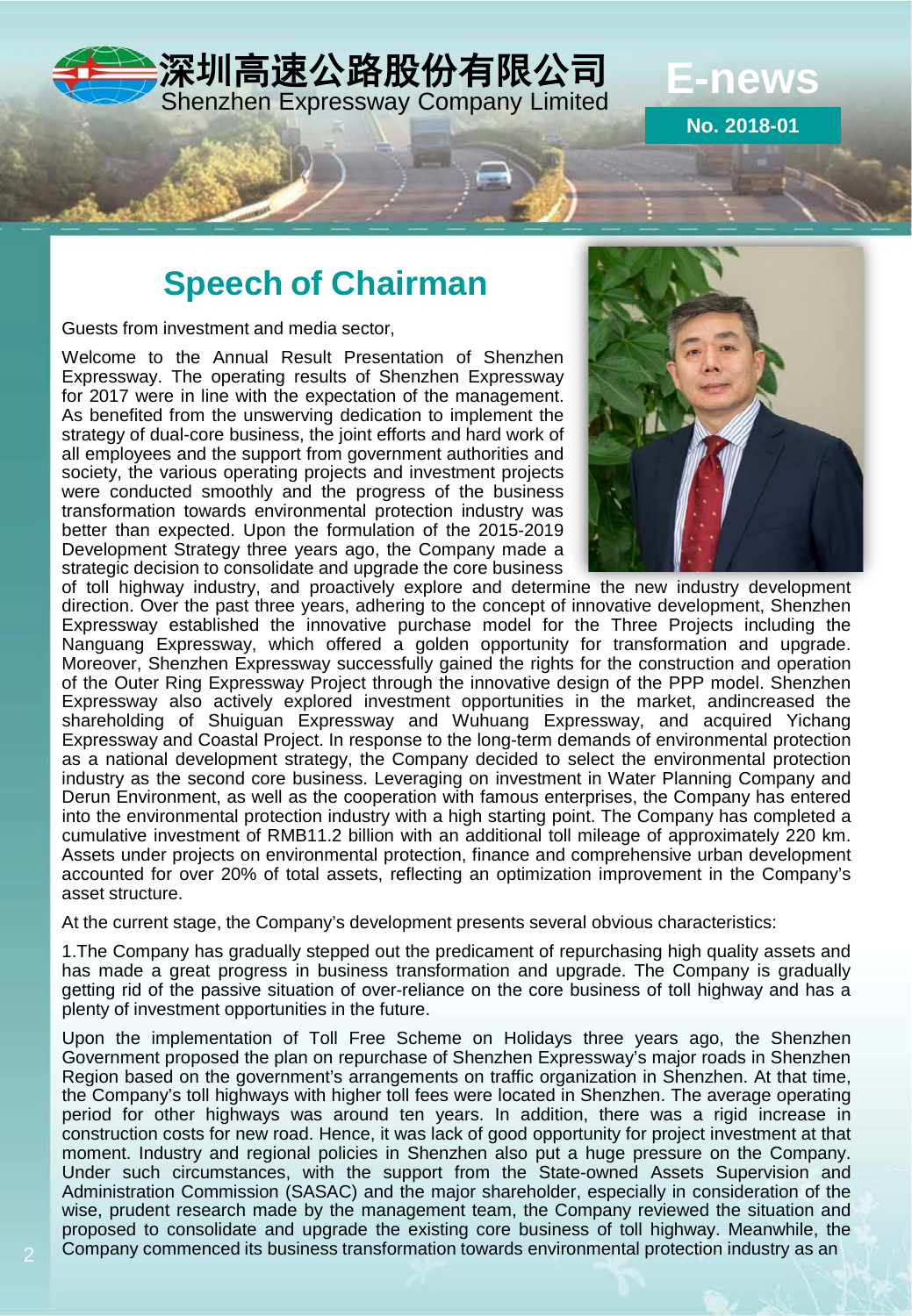# Speech of Chairman

Guests from investment and media sector,

Welcome to the Annual Result Presentation of Shenzhen Expressway. The operating results of Shenzhen Expressway for 2017 were in line with the expectation of the management. As benefited from the unswerving dedication to implement the strategy of dual-core business, the joint efforts and hard work of all employees and the support from government authorities and society, the various operating projects and investment projects were conducted smoothly and the progress of the business transformation towards environmental protection industry was better than expected. Upon the formulation of the 2015-2019 Development Strategy three years ago, the Company made a strategic decision to consolidate and upgrade the core business of toll highway industry, and proactively explore and determine the new industry development direction. Over the past three years, adhering to the concept of innovative development, Shenzhen Expressway established the innovative purchase model for the Three Projects including the Nanguang Expressway, which offered a golden opportunity for transformation and upgrade. Moreover, Shenzhen Expressway successfully gained the rights for the construction and operation of the Outer Ring Expressway Project through the innovative design of the PPP model. Shenzhen Expressway also actively explored investment opportunities in the market, andincreased the shareholding of Shuiguan Expressway and Wuhuang Expressway, and acquired Yichang Expressway and Coastal Project. In response to the long-term demands of environmental protection as a national development strategy, the Company decided to select the environmental protection industry as the second core business. Leveraging on investment in Water Planning Company and Derun Environment, as well as the cooperation with famous enterprises, the Company has entered into the environmental protection industry with a high starting point. The Company has completed a cumulative investment of RMB11.2 billion with an additional toll mileage of approximately 220 km. Assets under projects on environmental protection, finance and comprehensive urban development accounted for over 20% of total assets, reflecting an optimization improvement in the Company's asset structure.

At the current stage, the Company's development presents several obvious characteristics:

1.The Company has gradually stepped out the predicament of repurchasing high quality assets and has made a great progress in business transformation and upgrade. The Company is gradually getting rid of the passive situation of over-reliance on the core business of toll highway and has a plenty of investment opportunities in the future.

Upon the implementation of Toll Free Scheme on Holidays three years ago, the Shenzhen Government proposed the plan on repurchase of Shenzhen Expressway's major roads in Shenzhen Region based on the government's arrangements on traffic organization in Shenzhen. At that time, the Company's toll highways with higher toll fees were located in Shenzhen. The average operating period for other highways was around ten years. In addition, there was a rigid increase in construction costs for new road. Hence, it was lack of good opportunity for project investment at that moment. Industry and regional policies in Shenzhen also put a huge pressure on the Company. Under such circumstances, with the support from the State-owned Assets Supervision and Administration Commission (SASAC) and the major shareholder, especially in consideration of the wise, prudent research made by the management team, the Company reviewed the situation and proposed to consolidate and upgrade the existing core business of toll highway. Meanwhile, the Company commenced its business transformation towards environmental protection industry as an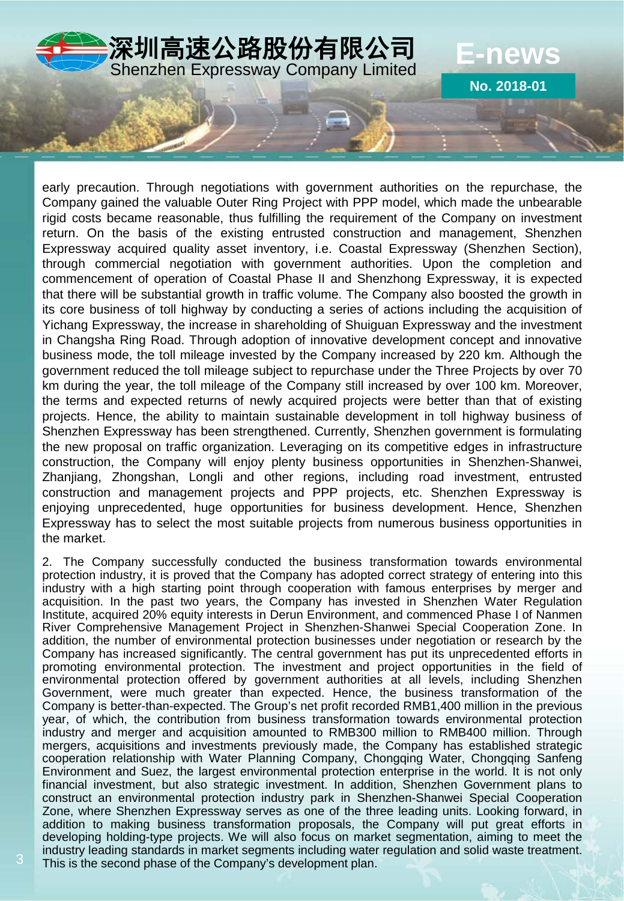early precaution. Through negotiations with government authorities on the repurchase, the Company gained the valuable Outer Ring Project with PPP model, which made the unbearable rigid costs became reasonable, thus fulfilling the requirement of the Company on investment return. On the basis of the existing entrusted construction and management, Shenzhen Expressway acquired quality asset inventory, i.e. Coastal Expressway (Shenzhen Section), through commercial negotiation with government authorities. Upon the completion and commencement of operation of Coastal Phase II and Shenzhong Expressway, it is expected that there will be substantial growth in traffic volume. The Company also boosted the growth in its core business of toll highway by conducting a series of actions including the acquisition of Yichang Expressway, the increase in shareholding of Shuiguan Expressway and the investment in Changsha Ring Road. Through adoption of innovative development concept and innovative business mode, the toll mileage invested by the Company increased by 220 km. Although the government reduced the toll mileage subject to repurchase under the Three Projects by over 70 km during the year, the toll mileage of the Company still increased by over 100 km. Moreover, the terms and expected returns of newly acquired projects were better than that of existing projects. Hence, the ability to maintain sustainable development in toll highway business of Shenzhen Expressway has been strengthened. Currently, Shenzhen government is formulating the new proposal on traffic organization. Leveraging on its competitive edges in infrastructure construction, the Company will enjoy plenty business opportunities in Shenzhen-Shanwei, Zhanjiang, Zhongshan, Longli and other regions, including road investment, entrusted construction and management projects and PPP projects, etc. Shenzhen Expressway is enjoying unprecedented, huge opportunities for business development. Hence, Shenzhen Expressway has to select the most suitable projects from numerous business opportunities in the market.

2. The Company successfully conducted the business transformation towards environmental protection industry, it is proved that the Company has adopted correct strategy of entering into this industry with a high starting point through cooperation with famous enterprises by merger and acquisition. In the past two years, the Company has invested in Shenzhen Water Regulation Institute, acquired 20% equity interests in Derun Environment, and commenced Phase I of Nanmen River Comprehensive Management Project in Shenzhen-Shanwei Special Cooperation Zone. In addition, the number of environmental protection businesses under negotiation or research by the Company has increased significantly. The central government has put its unprecedented efforts in promoting environmental protection. The investment and project opportunities in the field of environmental protection offered by government authorities at all levels, including Shenzhen Government, were much greater than expected. Hence, the business transformation of the Company is better-than-expected. The Group's net profit recorded RMB1,400 million in the previous year, of which, the contribution from business transformation towards environmental protection industry and merger and acquisition amounted to RMB300 million to RMB400 million. Through mergers, acquisitions and investments previously made, the Company has established strategic cooperation relationship with Water Planning Company, Chongqing Water, Chongqing Sanfeng Environment and Suez, the largest environmental protection enterprise in the world. It is not only financial investment, but also strategic investment. In addition, Shenzhen Government plans to construct an environmental protection industry park in Shenzhen-Shanwei Special Cooperation Zone, where Shenzhen Expressway serves as one of the three leading units. Looking forward, in addition to making business transformation proposals, the Company will put great efforts in developing holding-type projects. We will also focus on market segmentation, aiming to meet the industry leading standards in market segments including water regulation and solid waste treatment. This is the second phase of the Company's development plan.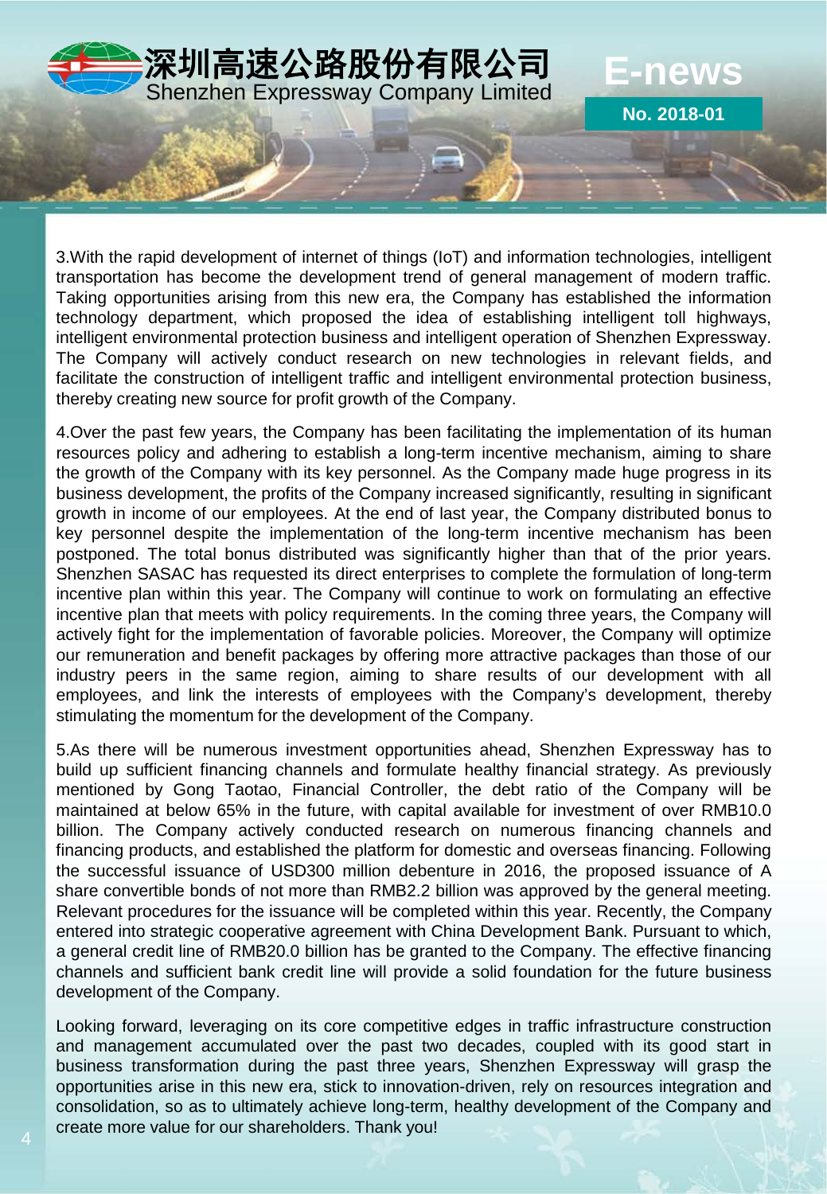3.With the rapid development of internet of things (IoT) and information technologies, intelligent transportation has become the development trend of general management of modern traffic. Taking opportunities arising from this new era, the Company has established the information technology department, which proposed the idea of establishing intelligent toll highways, intelligent environmental protection business and intelligent operation of Shenzhen Expressway. The Company will actively conduct research on new technologies in relevant fields, and facilitate the construction of intelligent traffic and intelligent environmental protection business, thereby creating new source for profit growth of the Company.

4.Over the past few years, the Company has been facilitating the implementation of its human resources policy and adhering to establish a long-term incentive mechanism, aiming to share the growth of the Company with its key personnel. As the Company made huge progress in its business development, the profits of the Company increased significantly, resulting in significant growth in income of our employees. At the end of last year, the Company distributed bonus to key personnel despite the implementation of the long-term incentive mechanism has been postponed. The total bonus distributed was significantly higher than that of the prior years. Shenzhen SASAC has requested its direct enterprises to complete the formulation of long-term incentive plan within this year. The Company will continue to work on formulating an effective incentive plan that meets with policy requirements. In the coming three years, the Company will actively fight for the implementation of favorable policies. Moreover, the Company will optimize our remuneration and benefit packages by offering more attractive packages than those of our industry peers in the same region, aiming to share results of our development with all employees, and link the interests of employees with the Company's development, thereby stimulating the momentum for the development of the Company.

5.As there will be numerous investment opportunities ahead, Shenzhen Expressway has to build up sufficient financing channels and formulate healthy financial strategy. As previously mentioned by Gong Taotao, Financial Controller, the debt ratio of the Company will be maintained at below 65% in the future, with capital available for investment of over RMB10.0 billion. The Company actively conducted research on numerous financing channels and financing products, and established the platform for domestic and overseas financing. Following the successful issuance of USD300 million debenture in 2016, the proposed issuance of A share convertible bonds of not more than RMB2.2 billion was approved by the general meeting. Relevant procedures for the issuance will be completed within this year. Recently, the Company entered into strategic cooperative agreement with China Development Bank. Pursuant to which, a general credit line of RMB20.0 billion has be granted to the Company. The effective financing channels and sufficient bank credit line will provide a solid foundation for the future business development of the Company.

Looking forward, leveraging on its core competitive edges in traffic infrastructure construction and management accumulated over the past two decades, coupled with its good start in business transformation during the past three years, Shenzhen Expressway will grasp the opportunities arise in this new era, stick to innovation-driven, rely on resources integration and consolidation, so as to ultimately achieve long-term, healthy development of the Company and create more value for our shareholders. Thank you!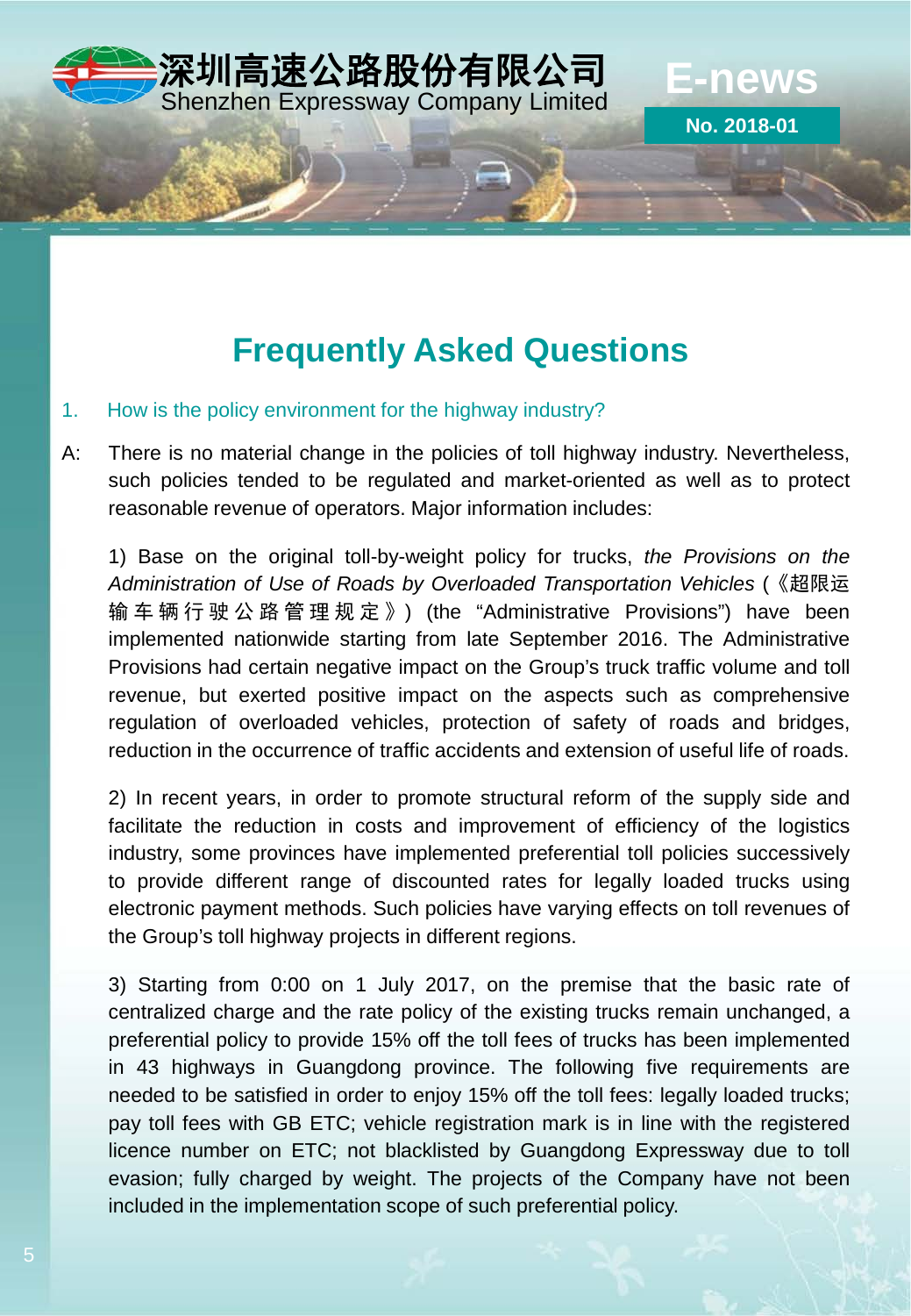# Frequently Asked Questions

1. How is the policy environment for the highway industry?

A: There is no material change in the policies of toll highway industry. Nevertheless, such policies tended to be regulated and market-oriented as well as to protect reasonable revenue of operators. Major information includes:

1) Base on the original toll-by-weight policy for trucks, *the Provisions on the Administration of Use of Roads by Overloaded Transportation Vehicles* (《超限运输车辆行驶公路管理规定》) (the "Administrative Provisions") have been implemented nationwide starting from late September 2016. The Administrative Provisions had certain negative impact on the Group's truck traffic volume and toll revenue, but exerted positive impact on the aspects such as comprehensive regulation of overloaded vehicles, protection of safety of roads and bridges, reduction in the occurrence of traffic accidents and extension of useful life of roads.

2) In recent years, in order to promote structural reform of the supply side and facilitate the reduction in costs and improvement of efficiency of the logistics industry, some provinces have implemented preferential toll policies successively to provide different range of discounted rates for legally loaded trucks using electronic payment methods. Such policies have varying effects on toll revenues of the Group's toll highway projects in different regions.

3) Starting from 0:00 on 1 July 2017, on the premise that the basic rate of centralized charge and the rate policy of the existing trucks remain unchanged, a preferential policy to provide 15% off the toll fees of trucks has been implemented in 43 highways in Guangdong province. The following five requirements are needed to be satisfied in order to enjoy 15% off the toll fees: legally loaded trucks; pay toll fees with GB ETC; vehicle registration mark is in line with the registered licence number on ETC; not blacklisted by Guangdong Expressway due to toll evasion; fully charged by weight. The projects of the Company have not been included in the implementation scope of such preferential policy.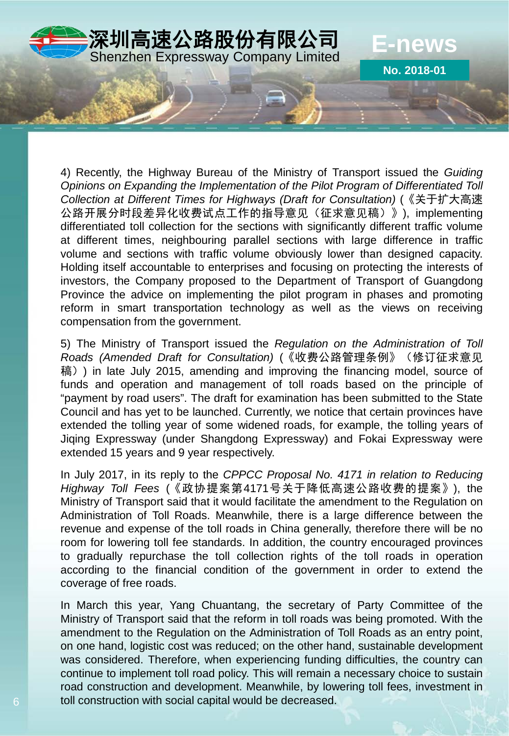4) Recently, the Highway Bureau of the Ministry of Transport issued the *Guiding Opinions on Expanding the Implementation of the Pilot Program of Differentiated Toll Collection at Different Times for Highways (Draft for Consultation)* (《关于扩大高速公路开展分时段差异化收费试点工作的指导意见（征求意见稿）》), implementing differentiated toll collection for the sections with significantly different traffic volume at different times, neighbouring parallel sections with large difference in traffic volume and sections with traffic volume obviously lower than designed capacity. Holding itself accountable to enterprises and focusing on protecting the interests of investors, the Company proposed to the Department of Transport of Guangdong Province the advice on implementing the pilot program in phases and promoting reform in smart transportation technology as well as the views on receiving compensation from the government.

5) The Ministry of Transport issued the *Regulation on the Administration of Toll Roads (Amended Draft for Consultation)* (《收费公路管理条例》（修订征求意见稿）) in late July 2015, amending and improving the financing model, source of funds and operation and management of toll roads based on the principle of "payment by road users". The draft for examination has been submitted to the State Council and has yet to be launched. Currently, we notice that certain provinces have extended the tolling year of some widened roads, for example, the tolling years of Jiqing Expressway (under Shangdong Expressway) and Fokai Expressway were extended 15 years and 9 year respectively.

In July 2017, in its reply to the *CPPCC Proposal No. 4171 in relation to Reducing Highway Toll Fees* (《政协提案第4171号关于降低高速公路收费的提案》), the Ministry of Transport said that it would facilitate the amendment to the Regulation on Administration of Toll Roads. Meanwhile, there is a large difference between the revenue and expense of the toll roads in China generally, therefore there will be no room for lowering toll fee standards. In addition, the country encouraged provinces to gradually repurchase the toll collection rights of the toll roads in operation according to the financial condition of the government in order to extend the coverage of free roads.

In March this year, Yang Chuantang, the secretary of Party Committee of the Ministry of Transport said that the reform in toll roads was being promoted. With the amendment to the Regulation on the Administration of Toll Roads as an entry point, on one hand, logistic cost was reduced; on the other hand, sustainable development was considered. Therefore, when experiencing funding difficulties, the country can continue to implement toll road policy. This will remain a necessary choice to sustain road construction and development. Meanwhile, by lowering toll fees, investment in toll construction with social capital would be decreased.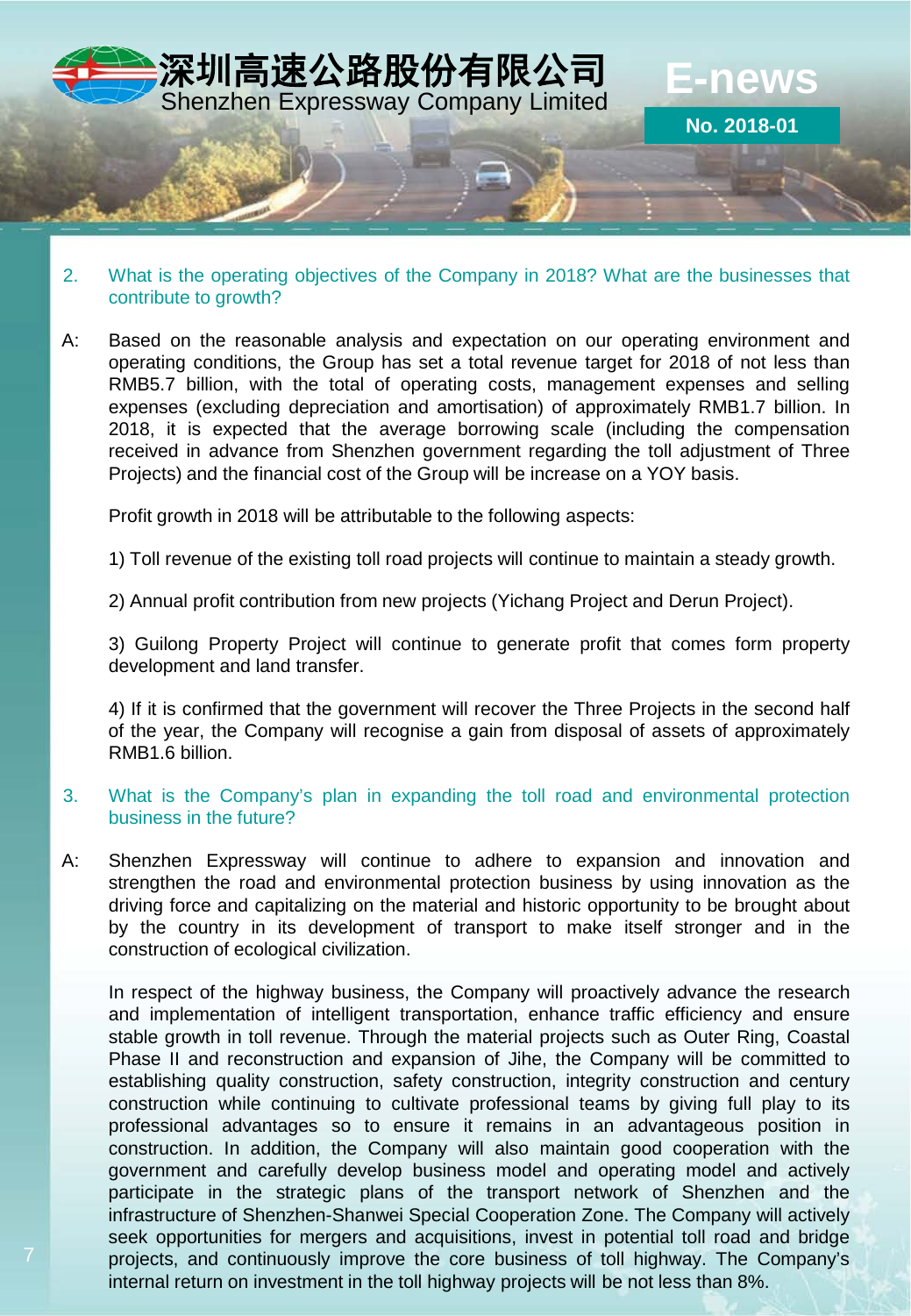2. What is the operating objectives of the Company in 2018? What are the businesses that contribute to growth?

A: Based on the reasonable analysis and expectation on our operating environment and operating conditions, the Group has set a total revenue target for 2018 of not less than RMB5.7 billion, with the total of operating costs, management expenses and selling expenses (excluding depreciation and amortisation) of approximately RMB1.7 billion. In 2018, it is expected that the average borrowing scale (including the compensation received in advance from Shenzhen government regarding the toll adjustment of Three Projects) and the financial cost of the Group will be increase on a YOY basis.

Profit growth in 2018 will be attributable to the following aspects:

1) Toll revenue of the existing toll road projects will continue to maintain a steady growth.

2) Annual profit contribution from new projects (Yichang Project and Derun Project).

3) Guilong Property Project will continue to generate profit that comes form property development and land transfer.

4) If it is confirmed that the government will recover the Three Projects in the second half of the year, the Company will recognise a gain from disposal of assets of approximately RMB1.6 billion.

3. What is the Company's plan in expanding the toll road and environmental protection business in the future?

A: Shenzhen Expressway will continue to adhere to expansion and innovation and strengthen the road and environmental protection business by using innovation as the driving force and capitalizing on the material and historic opportunity to be brought about by the country in its development of transport to make itself stronger and in the construction of ecological civilization.

In respect of the highway business, the Company will proactively advance the research and implementation of intelligent transportation, enhance traffic efficiency and ensure stable growth in toll revenue. Through the material projects such as Outer Ring, Coastal Phase II and reconstruction and expansion of Jihe, the Company will be committed to establishing quality construction, safety construction, integrity construction and century construction while continuing to cultivate professional teams by giving full play to its professional advantages so to ensure it remains in an advantageous position in construction. In addition, the Company will also maintain good cooperation with the government and carefully develop business model and operating model and actively participate in the strategic plans of the transport network of Shenzhen and the infrastructure of Shenzhen-Shanwei Special Cooperation Zone. The Company will actively seek opportunities for mergers and acquisitions, invest in potential toll road and bridge projects, and continuously improve the core business of toll highway. The Company's internal return on investment in the toll highway projects will be not less than 8%.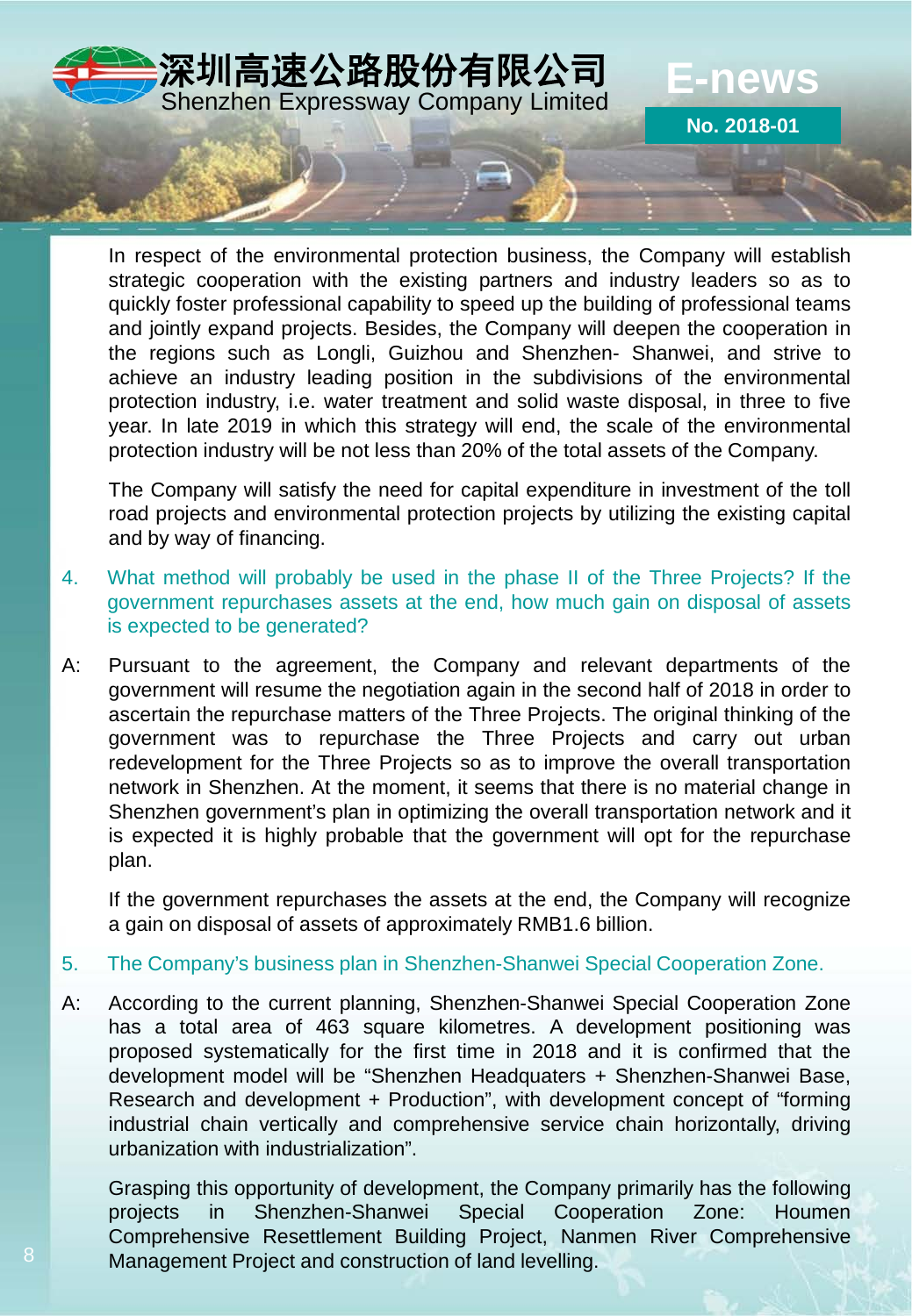In respect of the environmental protection business, the Company will establish strategic cooperation with the existing partners and industry leaders so as to quickly foster professional capability to speed up the building of professional teams and jointly expand projects. Besides, the Company will deepen the cooperation in the regions such as Longli, Guizhou and Shenzhen- Shanwei, and strive to achieve an industry leading position in the subdivisions of the environmental protection industry, i.e. water treatment and solid waste disposal, in three to five year. In late 2019 in which this strategy will end, the scale of the environmental protection industry will be not less than 20% of the total assets of the Company.

The Company will satisfy the need for capital expenditure in investment of the toll road projects and environmental protection projects by utilizing the existing capital and by way of financing.

4. What method will probably be used in the phase II of the Three Projects? If the government repurchases assets at the end, how much gain on disposal of assets is expected to be generated?

A: Pursuant to the agreement, the Company and relevant departments of the government will resume the negotiation again in the second half of 2018 in order to ascertain the repurchase matters of the Three Projects. The original thinking of the government was to repurchase the Three Projects and carry out urban redevelopment for the Three Projects so as to improve the overall transportation network in Shenzhen. At the moment, it seems that there is no material change in Shenzhen government's plan in optimizing the overall transportation network and it is expected it is highly probable that the government will opt for the repurchase plan.

If the government repurchases the assets at the end, the Company will recognize a gain on disposal of assets of approximately RMB1.6 billion.

5. The Company's business plan in Shenzhen-Shanwei Special Cooperation Zone.

A: According to the current planning, Shenzhen-Shanwei Special Cooperation Zone has a total area of 463 square kilometres. A development positioning was proposed systematically for the first time in 2018 and it is confirmed that the development model will be "Shenzhen Headquaters + Shenzhen-Shanwei Base, Research and development + Production", with development concept of "forming industrial chain vertically and comprehensive service chain horizontally, driving urbanization with industrialization".

Grasping this opportunity of development, the Company primarily has the following projects in Shenzhen-Shanwei Special Cooperation Zone: Houmen Comprehensive Resettlement Building Project, Nanmen River Comprehensive Management Project and construction of land levelling.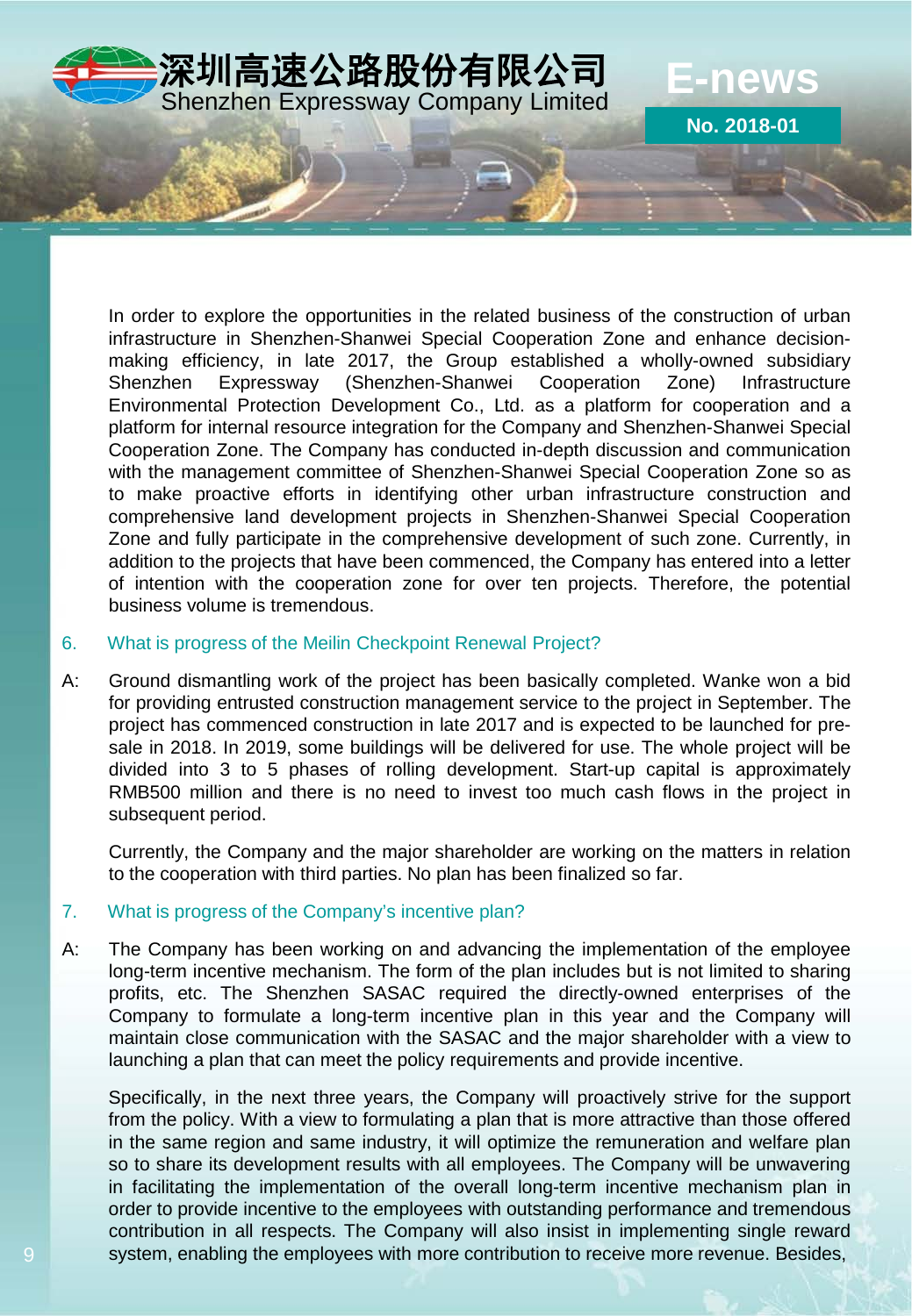In order to explore the opportunities in the related business of the construction of urban infrastructure in Shenzhen-Shanwei Special Cooperation Zone and enhance decision-making efficiency, in late 2017, the Group established a wholly-owned subsidiary Shenzhen Expressway (Shenzhen-Shanwei Cooperation Zone) Infrastructure Environmental Protection Development Co., Ltd. as a platform for cooperation and a platform for internal resource integration for the Company and Shenzhen-Shanwei Special Cooperation Zone. The Company has conducted in-depth discussion and communication with the management committee of Shenzhen-Shanwei Special Cooperation Zone so as to make proactive efforts in identifying other urban infrastructure construction and comprehensive land development projects in Shenzhen-Shanwei Special Cooperation Zone and fully participate in the comprehensive development of such zone. Currently, in addition to the projects that have been commenced, the Company has entered into a letter of intention with the cooperation zone for over ten projects. Therefore, the potential business volume is tremendous.

## 6. What is progress of the Meilin Checkpoint Renewal Project?

A: Ground dismantling work of the project has been basically completed. Wanke won a bid for providing entrusted construction management service to the project in September. The project has commenced construction in late 2017 and is expected to be launched for pre-sale in 2018. In 2019, some buildings will be delivered for use. The whole project will be divided into 3 to 5 phases of rolling development. Start-up capital is approximately RMB500 million and there is no need to invest too much cash flows in the project in subsequent period.

Currently, the Company and the major shareholder are working on the matters in relation to the cooperation with third parties. No plan has been finalized so far.

## 7. What is progress of the Company's incentive plan?

A: The Company has been working on and advancing the implementation of the employee long-term incentive mechanism. The form of the plan includes but is not limited to sharing profits, etc. The Shenzhen SASAC required the directly-owned enterprises of the Company to formulate a long-term incentive plan in this year and the Company will maintain close communication with the SASAC and the major shareholder with a view to launching a plan that can meet the policy requirements and provide incentive.

Specifically, in the next three years, the Company will proactively strive for the support from the policy. With a view to formulating a plan that is more attractive than those offered in the same region and same industry, it will optimize the remuneration and welfare plan so to share its development results with all employees. The Company will be unwavering in facilitating the implementation of the overall long-term incentive mechanism plan in order to provide incentive to the employees with outstanding performance and tremendous contribution in all respects. The Company will also insist in implementing single reward system, enabling the employees with more contribution to receive more revenue. Besides,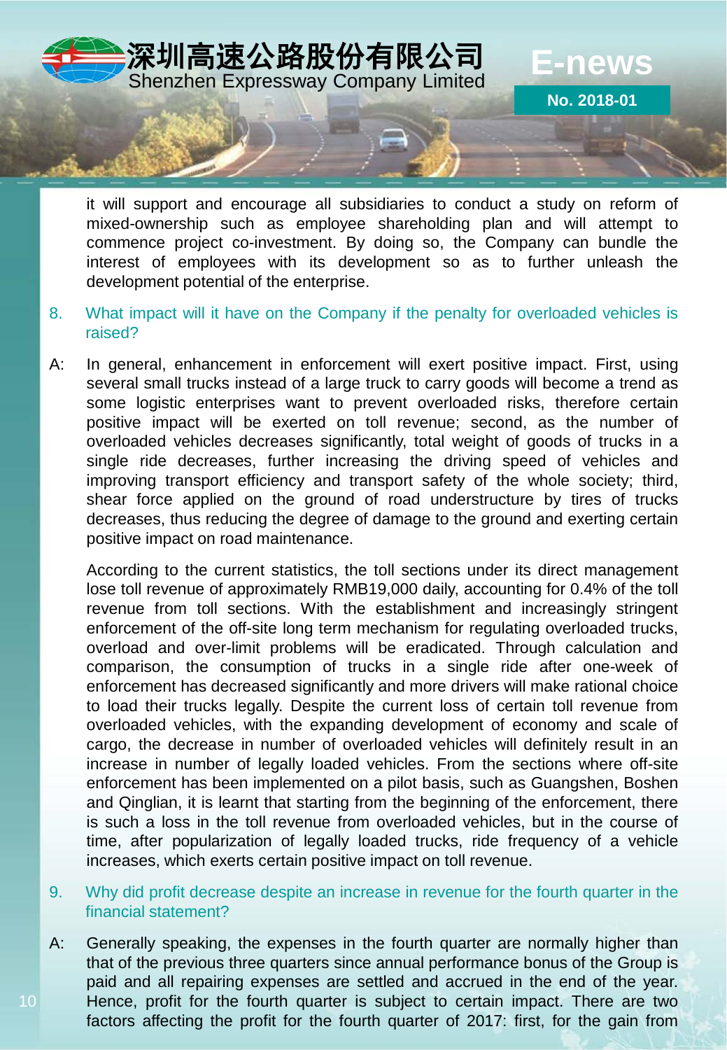it will support and encourage all subsidiaries to conduct a study on reform of mixed-ownership such as employee shareholding plan and will attempt to commence project co-investment. By doing so, the Company can bundle the interest of employees with its development so as to further unleash the development potential of the enterprise.

8. What impact will it have on the Company if the penalty for overloaded vehicles is raised?

A: In general, enhancement in enforcement will exert positive impact. First, using several small trucks instead of a large truck to carry goods will become a trend as some logistic enterprises want to prevent overloaded risks, therefore certain positive impact will be exerted on toll revenue; second, as the number of overloaded vehicles decreases significantly, total weight of goods of trucks in a single ride decreases, further increasing the driving speed of vehicles and improving transport efficiency and transport safety of the whole society; third, shear force applied on the ground of road understructure by tires of trucks decreases, thus reducing the degree of damage to the ground and exerting certain positive impact on road maintenance.

According to the current statistics, the toll sections under its direct management lose toll revenue of approximately RMB19,000 daily, accounting for 0.4% of the toll revenue from toll sections. With the establishment and increasingly stringent enforcement of the off-site long term mechanism for regulating overloaded trucks, overload and over-limit problems will be eradicated. Through calculation and comparison, the consumption of trucks in a single ride after one-week of enforcement has decreased significantly and more drivers will make rational choice to load their trucks legally. Despite the current loss of certain toll revenue from overloaded vehicles, with the expanding development of economy and scale of cargo, the decrease in number of overloaded vehicles will definitely result in an increase in number of legally loaded vehicles. From the sections where off-site enforcement has been implemented on a pilot basis, such as Guangshen, Boshen and Qinglian, it is learnt that starting from the beginning of the enforcement, there is such a loss in the toll revenue from overloaded vehicles, but in the course of time, after popularization of legally loaded trucks, ride frequency of a vehicle increases, which exerts certain positive impact on toll revenue.

9. Why did profit decrease despite an increase in revenue for the fourth quarter in the financial statement?

A: Generally speaking, the expenses in the fourth quarter are normally higher than that of the previous three quarters since annual performance bonus of the Group is paid and all repairing expenses are settled and accrued in the end of the year. Hence, profit for the fourth quarter is subject to certain impact. There are two factors affecting the profit for the fourth quarter of 2017: first, for the gain from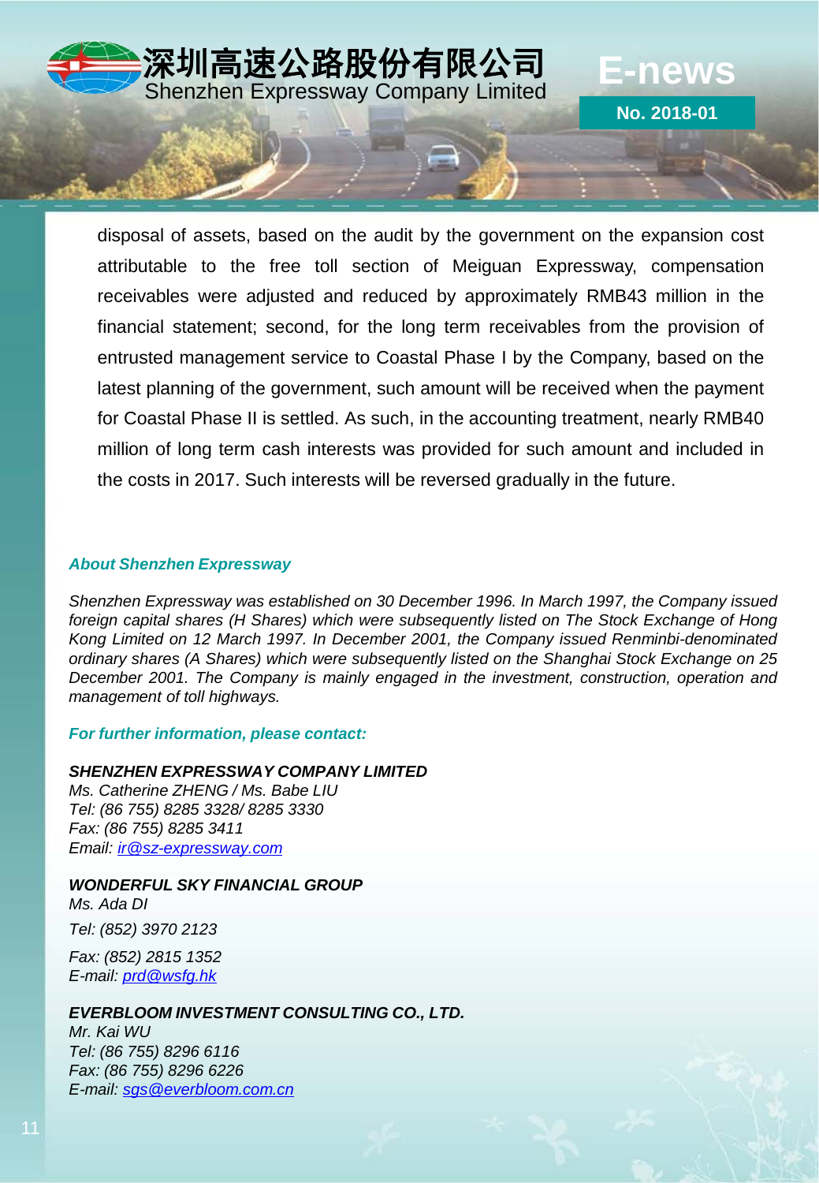disposal of assets, based on the audit by the government on the expansion cost attributable to the free toll section of Meiguan Expressway, compensation receivables were adjusted and reduced by approximately RMB43 million in the financial statement; second, for the long term receivables from the provision of entrusted management service to Coastal Phase I by the Company, based on the latest planning of the government, such amount will be received when the payment for Coastal Phase II is settled. As such, in the accounting treatment, nearly RMB40 million of long term cash interests was provided for such amount and included in the costs in 2017. Such interests will be reversed gradually in the future.

***About Shenzhen Expressway***

*Shenzhen Expressway was established on 30 December 1996. In March 1997, the Company issued foreign capital shares (H Shares) which were subsequently listed on The Stock Exchange of Hong Kong Limited on 12 March 1997. In December 2001, the Company issued Renminbi-denominated ordinary shares (A Shares) which were subsequently listed on the Shanghai Stock Exchange on 25 December 2001. The Company is mainly engaged in the investment, construction, operation and management of toll highways.*

***For further information, please contact:***

***SHENZHEN EXPRESSWAY COMPANY LIMITED***
*Ms. Catherine ZHENG / Ms. Babe LIU*
*Tel: (86 755) 8285 3328/ 8285 3330*
*Fax: (86 755) 8285 3411*
*Email: ir@sz-expressway.com*

***WONDERFUL SKY FINANCIAL GROUP***
*Ms. Ada DI*
*Tel: (852) 3970 2123*
*Fax: (852) 2815 1352*
*E-mail: prd@wsfg.hk*

***EVERBLOOM INVESTMENT CONSULTING CO., LTD.***
*Mr. Kai WU*
*Tel: (86 755) 8296 6116*
*Fax: (86 755) 8296 6226*
*E-mail: sgs@everbloom.com.cn*